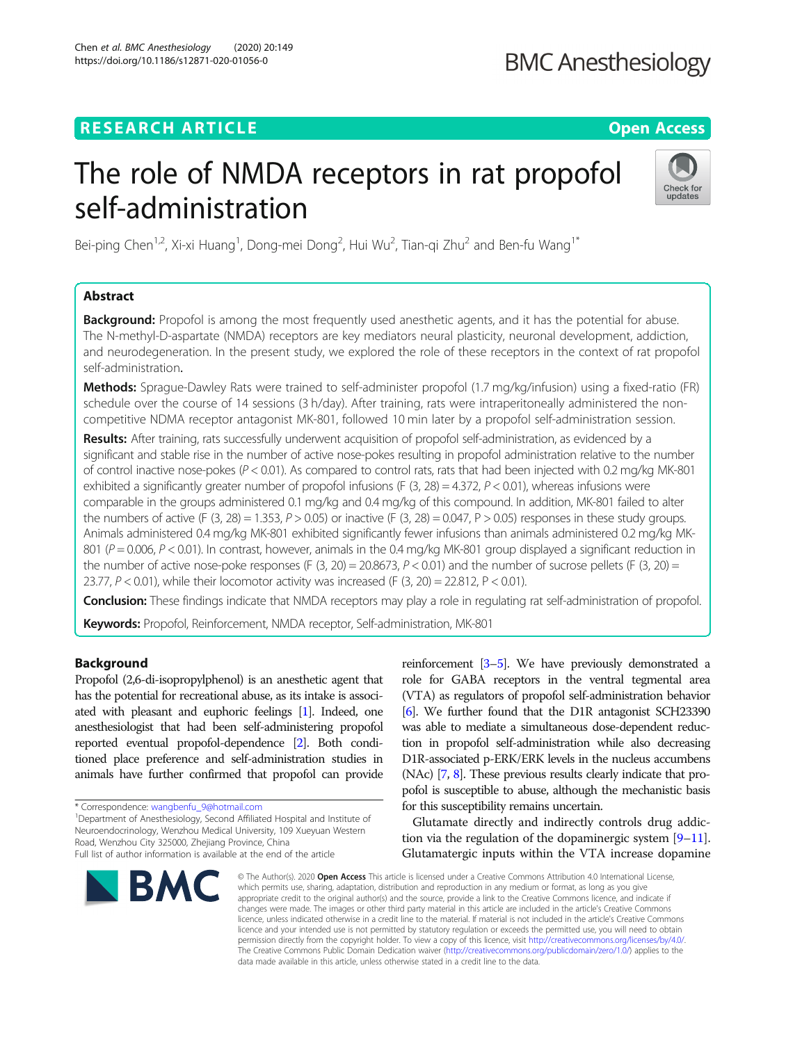RESEARCH ARTICLE

Open Access

# The role of NMDA receptors in rat propofol self-administration

Bei-ping Chen[1,2], Xi-xi Huang[1], Dong-mei Dong[2], Hui Wu[2], Tian-qi Zhu[2] and Ben-fu Wang[1*]

## Abstract

**Background:** Propofol is among the most frequently used anesthetic agents, and it has the potential for abuse. The N-methyl-D-aspartate (NMDA) receptors are key mediators neural plasticity, neuronal development, addiction, and neurodegeneration. In the present study, we explored the role of these receptors in the context of rat propofol self-administration.

**Methods:** Sprague-Dawley Rats were trained to self-administer propofol (1.7 mg/kg/infusion) using a fixed-ratio (FR) schedule over the course of 14 sessions (3 h/day). After training, rats were intraperitoneally administered the non-competitive NDMA receptor antagonist MK-801, followed 10 min later by a propofol self-administration session.

**Results:** After training, rats successfully underwent acquisition of propofol self-administration, as evidenced by a significant and stable rise in the number of active nose-pokes resulting in propofol administration relative to the number of control inactive nose-pokes ($P < 0.01$). As compared to control rats, rats that had been injected with 0.2 mg/kg MK-801 exhibited a significantly greater number of propofol infusions ($F(3, 28) = 4.372$, $P < 0.01$), whereas infusions were comparable in the groups administered 0.1 mg/kg and 0.4 mg/kg of this compound. In addition, MK-801 failed to alter the numbers of active ($F(3, 28) = 1.353$, $P > 0.05$) or inactive ($F(3, 28) = 0.047$, $P > 0.05$) responses in these study groups. Animals administered 0.4 mg/kg MK-801 exhibited significantly fewer infusions than animals administered 0.2 mg/kg MK-801 ($P = 0.006$, $P < 0.01$). In contrast, however, animals in the 0.4 mg/kg MK-801 group displayed a significant reduction in the number of active nose-poke responses ($F(3, 20) = 20.8673$, $P < 0.01$) and the number of sucrose pellets ($F(3, 20) = 23.77$, $P < 0.01$), while their locomotor activity was increased ($F(3, 20) = 22.812$, $P < 0.01$).

**Conclusion:** These findings indicate that NMDA receptors may play a role in regulating rat self-administration of propofol.

**Keywords:** Propofol, Reinforcement, NMDA receptor, Self-administration, MK-801

## Background

Propofol (2,6-di-isopropylphenol) is an anesthetic agent that has the potential for recreational abuse, as its intake is associated with pleasant and euphoric feelings [1]. Indeed, one anesthesiologist that had been self-administering propofol reported eventual propofol-dependence [2]. Both conditioned place preference and self-administration studies in animals have further confirmed that propofol can provide reinforcement [3–5]. We have previously demonstrated a role for GABA receptors in the ventral tegmental area (VTA) as regulators of propofol self-administration behavior [6]. We further found that the D1R antagonist SCH23390 was able to mediate a simultaneous dose-dependent reduction in propofol self-administration while also decreasing D1R-associated p-ERK/ERK levels in the nucleus accumbens (NAc) [7, 8]. These previous results clearly indicate that propofol is susceptible to abuse, although the mechanistic basis for this susceptibility remains uncertain.

Glutamate directly and indirectly controls drug addiction via the regulation of the dopaminergic system [9–11]. Glutamatergic inputs within the VTA increase dopamine

* Correspondence: wangbenfu_9@hotmail.com
[1] Department of Anesthesiology, Second Affiliated Hospital and Institute of Neuroendocrinology, Wenzhou Medical University, 109 Xueyuan Western Road, Wenzhou City 325000, Zhejiang Province, China
Full list of author information is available at the end of the article

© The Author(s). 2020 **Open Access** This article is licensed under a Creative Commons Attribution 4.0 International License, which permits use, sharing, adaptation, distribution and reproduction in any medium or format, as long as you give appropriate credit to the original author(s) and the source, provide a link to the Creative Commons licence, and indicate if changes were made. The images or other third party material in this article are included in the article's Creative Commons licence, unless indicated otherwise in a credit line to the material. If material is not included in the article's Creative Commons licence and your intended use is not permitted by statutory regulation or exceeds the permitted use, you will need to obtain permission directly from the copyright holder. To view a copy of this licence, visit http://creativecommons.org/licenses/by/4.0/. The Creative Commons Public Domain Dedication waiver (http://creativecommons.org/publicdomain/zero/1.0/) applies to the data made available in this article, unless otherwise stated in a credit line to the data.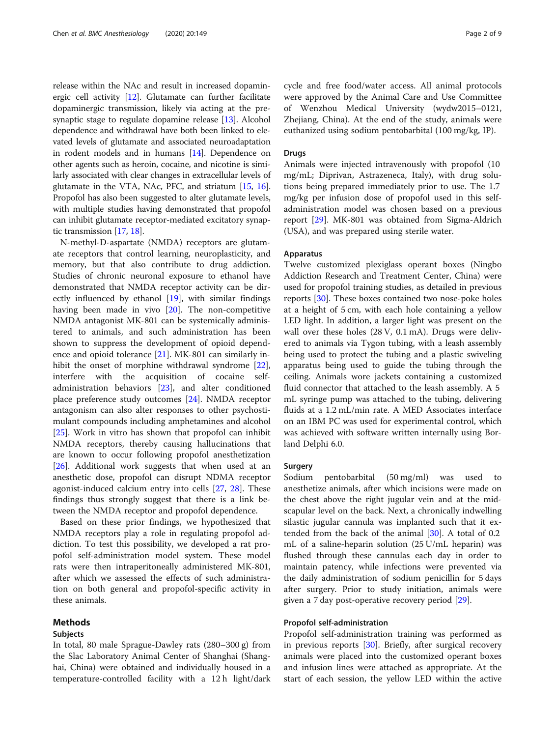release within the NAc and result in increased dopaminergic cell activity [12]. Glutamate can further facilitate dopaminergic transmission, likely via acting at the presynaptic stage to regulate dopamine release [13]. Alcohol dependence and withdrawal have both been linked to elevated levels of glutamate and associated neuroadaptation in rodent models and in humans [14]. Dependence on other agents such as heroin, cocaine, and nicotine is similarly associated with clear changes in extracellular levels of glutamate in the VTA, NAc, PFC, and striatum [15, 16]. Propofol has also been suggested to alter glutamate levels, with multiple studies having demonstrated that propofol can inhibit glutamate receptor-mediated excitatory synaptic transmission [17, 18].

N-methyl-D-aspartate (NMDA) receptors are glutamate receptors that control learning, neuroplasticity, and memory, but that also contribute to drug addiction. Studies of chronic neuronal exposure to ethanol have demonstrated that NMDA receptor activity can be directly influenced by ethanol [19], with similar findings having been made in vivo [20]. The non-competitive NMDA antagonist MK-801 can be systemically administered to animals, and such administration has been shown to suppress the development of opioid dependence and opioid tolerance [21]. MK-801 can similarly inhibit the onset of morphine withdrawal syndrome [22], interfere with the acquisition of cocaine self-administration behaviors [23], and alter conditioned place preference study outcomes [24]. NMDA receptor antagonism can also alter responses to other psychostimulant compounds including amphetamines and alcohol [25]. Work in vitro has shown that propofol can inhibit NMDA receptors, thereby causing hallucinations that are known to occur following propofol anesthetization [26]. Additional work suggests that when used at an anesthetic dose, propofol can disrupt NDMA receptor agonist-induced calcium entry into cells [27, 28]. These findings thus strongly suggest that there is a link between the NMDA receptor and propofol dependence.

Based on these prior findings, we hypothesized that NMDA receptors play a role in regulating propofol addiction. To test this possibility, we developed a rat propofol self-administration model system. These model rats were then intraperitoneally administered MK-801, after which we assessed the effects of such administration on both general and propofol-specific activity in these animals.

## Methods

### Subjects

In total, 80 male Sprague-Dawley rats (280–300 g) from the Slac Laboratory Animal Center of Shanghai (Shanghai, China) were obtained and individually housed in a temperature-controlled facility with a 12 h light/dark cycle and free food/water access. All animal protocols were approved by the Animal Care and Use Committee of Wenzhou Medical University (wydw2015–0121, Zhejiang, China). At the end of the study, animals were euthanized using sodium pentobarbital (100 mg/kg, IP).

### Drugs

Animals were injected intravenously with propofol (10 mg/mL; Diprivan, Astrazeneca, Italy), with drug solutions being prepared immediately prior to use. The 1.7 mg/kg per infusion dose of propofol used in this self-administration model was chosen based on a previous report [29]. MK-801 was obtained from Sigma-Aldrich (USA), and was prepared using sterile water.

### Apparatus

Twelve customized plexiglass operant boxes (Ningbo Addiction Research and Treatment Center, China) were used for propofol training studies, as detailed in previous reports [30]. These boxes contained two nose-poke holes at a height of 5 cm, with each hole containing a yellow LED light. In addition, a larger light was present on the wall over these holes (28 V, 0.1 mA). Drugs were delivered to animals via Tygon tubing, with a leash assembly being used to protect the tubing and a plastic swiveling apparatus being used to guide the tubing through the ceiling. Animals wore jackets containing a customized fluid connector that attached to the leash assembly. A 5 mL syringe pump was attached to the tubing, delivering fluids at a 1.2 mL/min rate. A MED Associates interface on an IBM PC was used for experimental control, which was achieved with software written internally using Borland Delphi 6.0.

### Surgery

Sodium pentobarbital (50 mg/ml) was used to anesthetize animals, after which incisions were made on the chest above the right jugular vein and at the mid-scapular level on the back. Next, a chronically indwelling silastic jugular cannula was implanted such that it extended from the back of the animal [30]. A total of 0.2 mL of a saline-heparin solution (25 U/mL heparin) was flushed through these cannulas each day in order to maintain patency, while infections were prevented via the daily administration of sodium penicillin for 5 days after surgery. Prior to study initiation, animals were given a 7 day post-operative recovery period [29].

### Propofol self-administration

Propofol self-administration training was performed as in previous reports [30]. Briefly, after surgical recovery animals were placed into the customized operant boxes and infusion lines were attached as appropriate. At the start of each session, the yellow LED within the active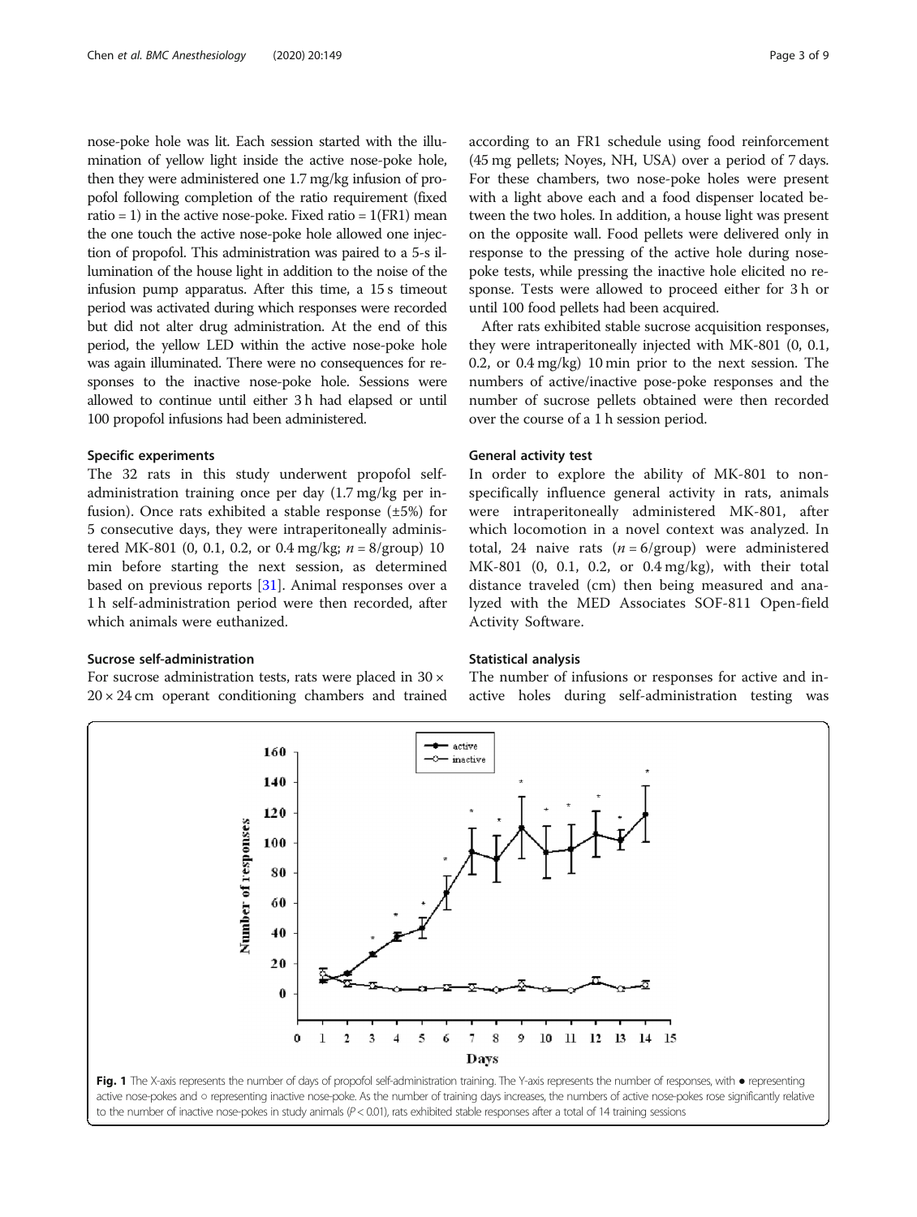nose-poke hole was lit. Each session started with the illumination of yellow light inside the active nose-poke hole, then they were administered one 1.7 mg/kg infusion of propofol following completion of the ratio requirement (fixed ratio = 1) in the active nose-poke. Fixed ratio = 1(FR1) mean the one touch the active nose-poke hole allowed one injection of propofol. This administration was paired to a 5-s illumination of the house light in addition to the noise of the infusion pump apparatus. After this time, a 15 s timeout period was activated during which responses were recorded but did not alter drug administration. At the end of this period, the yellow LED within the active nose-poke hole was again illuminated. There were no consequences for responses to the inactive nose-poke hole. Sessions were allowed to continue until either 3 h had elapsed or until 100 propofol infusions had been administered.

### Specific experiments

The 32 rats in this study underwent propofol self-administration training once per day (1.7 mg/kg per infusion). Once rats exhibited a stable response (±5%) for 5 consecutive days, they were intraperitoneally administered MK-801 (0, 0.1, 0.2, or 0.4 mg/kg; *n* = 8/group) 10 min before starting the next session, as determined based on previous reports [31]. Animal responses over a 1 h self-administration period were then recorded, after which animals were euthanized.

### Sucrose self-administration

For sucrose administration tests, rats were placed in 30 × 20 × 24 cm operant conditioning chambers and trained according to an FR1 schedule using food reinforcement (45 mg pellets; Noyes, NH, USA) over a period of 7 days. For these chambers, two nose-poke holes were present with a light above each and a food dispenser located between the two holes. In addition, a house light was present on the opposite wall. Food pellets were delivered only in response to the pressing of the active hole during nose-poke tests, while pressing the inactive hole elicited no response. Tests were allowed to proceed either for 3 h or until 100 food pellets had been acquired.

After rats exhibited stable sucrose acquisition responses, they were intraperitoneally injected with MK-801 (0, 0.1, 0.2, or 0.4 mg/kg) 10 min prior to the next session. The numbers of active/inactive pose-poke responses and the number of sucrose pellets obtained were then recorded over the course of a 1 h session period.

### General activity test

In order to explore the ability of MK-801 to non-specifically influence general activity in rats, animals were intraperitoneally administered MK-801, after which locomotion in a novel context was analyzed. In total, 24 naive rats (*n* = 6/group) were administered MK-801 (0, 0.1, 0.2, or 0.4 mg/kg), with their total distance traveled (cm) then being measured and analyzed with the MED Associates SOF-811 Open-field Activity Software.

### Statistical analysis

The number of infusions or responses for active and inactive holes during self-administration testing was

active
inactive
Number of responses
0
20
40
60
80
100
120
140
160
Days
0 1 2 3 4 5 6 7 8 9 10 11 12 13 14 15

**Fig. 1** The X-axis represents the number of days of propofol self-administration training. The Y-axis represents the number of responses, with ● representing active nose-pokes and ○ representing inactive nose-poke. As the number of training days increases, the numbers of active nose-pokes rose significantly relative to the number of inactive nose-pokes in study animals ($P < 0.01$), rats exhibited stable responses after a total of 14 training sessions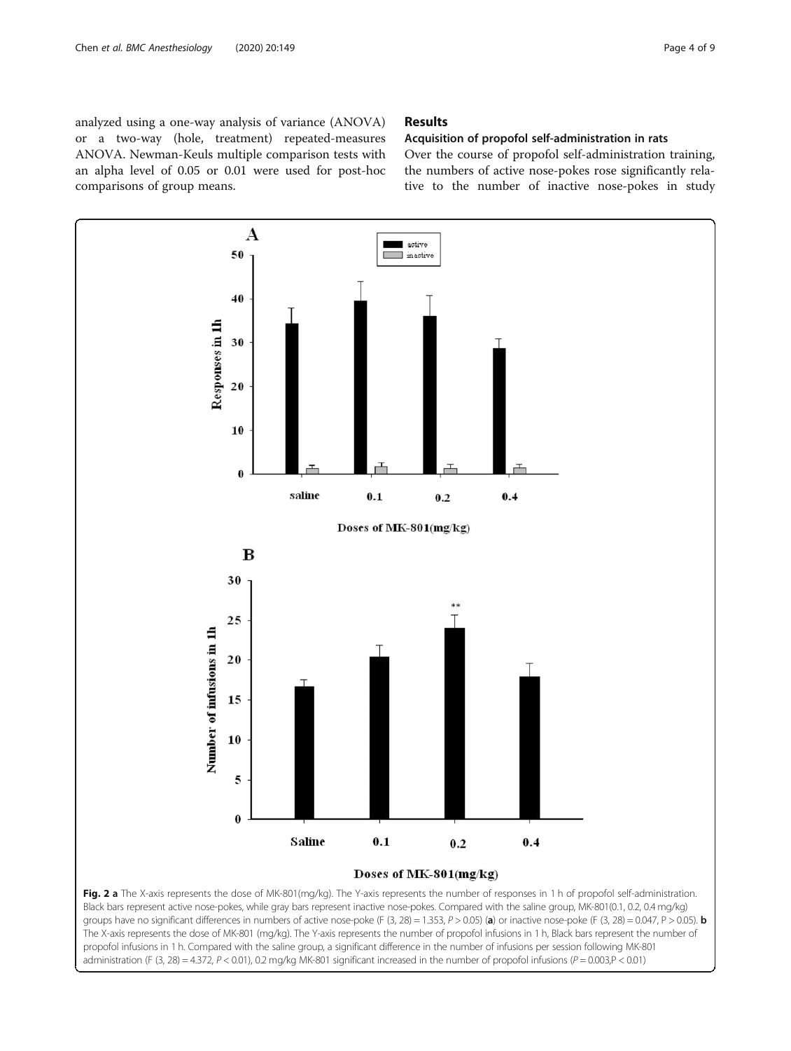analyzed using a one-way analysis of variance (ANOVA) or a two-way (hole, treatment) repeated-measures ANOVA. Newman-Keuls multiple comparison tests with an alpha level of 0.05 or 0.01 were used for post-hoc comparisons of group means.

## Results

### Acquisition of propofol self-administration in rats

Over the course of propofol self-administration training, the numbers of active nose-pokes rose significantly relative to the number of inactive nose-pokes in study

A

active
inactive

Responses in 1h

50
40
30
20
10
0

saline
0.1
0.2
0.4

Doses of MK-801(mg/kg)

B

Number of infusions in 1h

30
25
20
15
10
5
0

**

Saline
0.1
0.2
0.4

Doses of MK-801(mg/kg)

**Fig. 2 a** The X-axis represents the dose of MK-801(mg/kg). The Y-axis represents the number of responses in 1 h of propofol self-administration. Black bars represent active nose-pokes, while gray bars represent inactive nose-pokes. Compared with the saline group, MK-801(0.1, 0.2, 0.4 mg/kg) groups have no significant differences in numbers of active nose-poke ($F (3, 28) = 1.353$, $P > 0.05$) (**a**) or inactive nose-poke ($F (3, 28) = 0.047$, $P > 0.05$). **b** The X-axis represents the dose of MK-801 (mg/kg). The Y-axis represents the number of propofol infusions in 1 h, Black bars represent the number of propofol infusions in 1 h. Compared with the saline group, a significant difference in the number of infusions per session following MK-801 administration ($F (3, 28) = 4.372$, $P < 0.01$), 0.2 mg/kg MK-801 significant increased in the number of propofol infusions ($P = 0.003$, $P < 0.01$)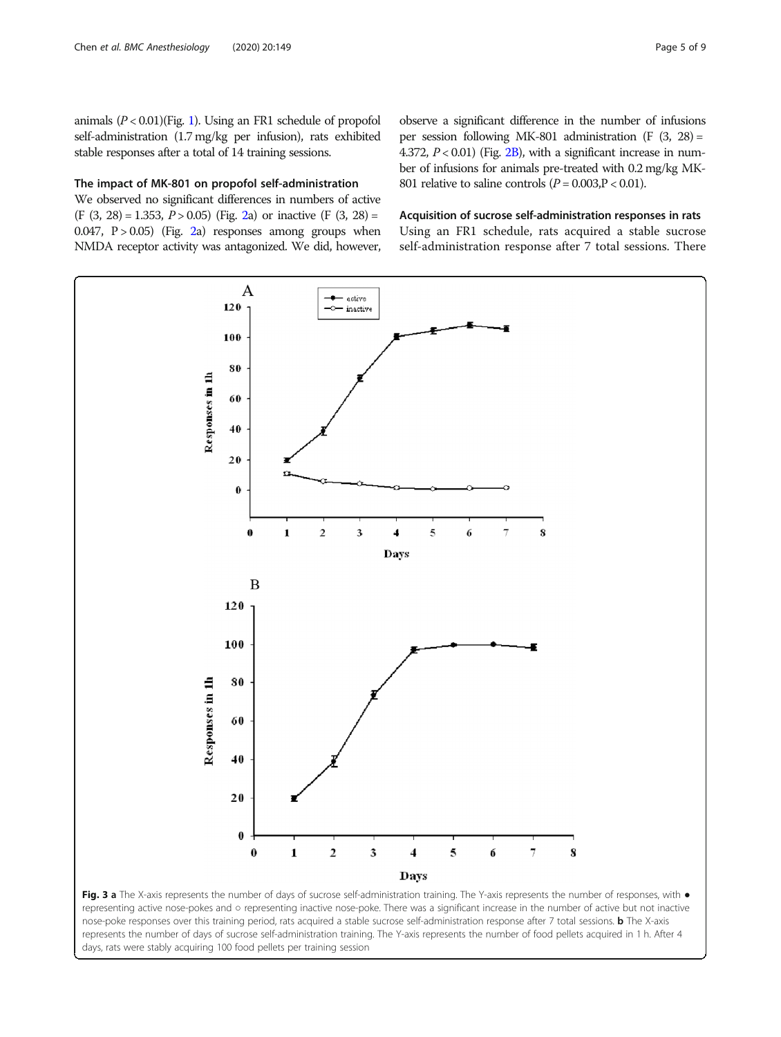animals ($P < 0.01$)(Fig. 1). Using an FR1 schedule of propofol self-administration (1.7 mg/kg per infusion), rats exhibited stable responses after a total of 14 training sessions.

### The impact of MK-801 on propofol self-administration

We observed no significant differences in numbers of active ($F$ (3, 28) = 1.353, $P > 0.05$) (Fig. 2a) or inactive ($F$ (3, 28) = 0.047, $P > 0.05$) (Fig. 2a) responses among groups when NMDA receptor activity was antagonized. We did, however, observe a significant difference in the number of infusions per session following MK-801 administration ($F$ (3, 28) = 4.372, $P < 0.01$) (Fig. 2B), with a significant increase in number of infusions for animals pre-treated with 0.2 mg/kg MK-801 relative to saline controls ($P = 0.003$, $P < 0.01$).

### Acquisition of sucrose self-administration responses in rats

Using an FR1 schedule, rats acquired a stable sucrose self-administration response after 7 total sessions. There

A
active
inactive
Responses in 1h
120
100
80
60
40
20
0
0 1 2 3 4 5 6 7 8
Days

B
Responses in 1h
120
100
80
60
40
20
0
0 1 2 3 4 5 6 7 8
Days

**Fig. 3** **a** The X-axis represents the number of days of sucrose self-administration training. The Y-axis represents the number of responses, with ● representing active nose-pokes and ○ representing inactive nose-poke. There was a significant increase in the number of active but not inactive nose-poke responses over this training period, rats acquired a stable sucrose self-administration response after 7 total sessions. **b** The X-axis represents the number of days of sucrose self-administration training. The Y-axis represents the number of food pellets acquired in 1 h. After 4 days, rats were stably acquiring 100 food pellets per training session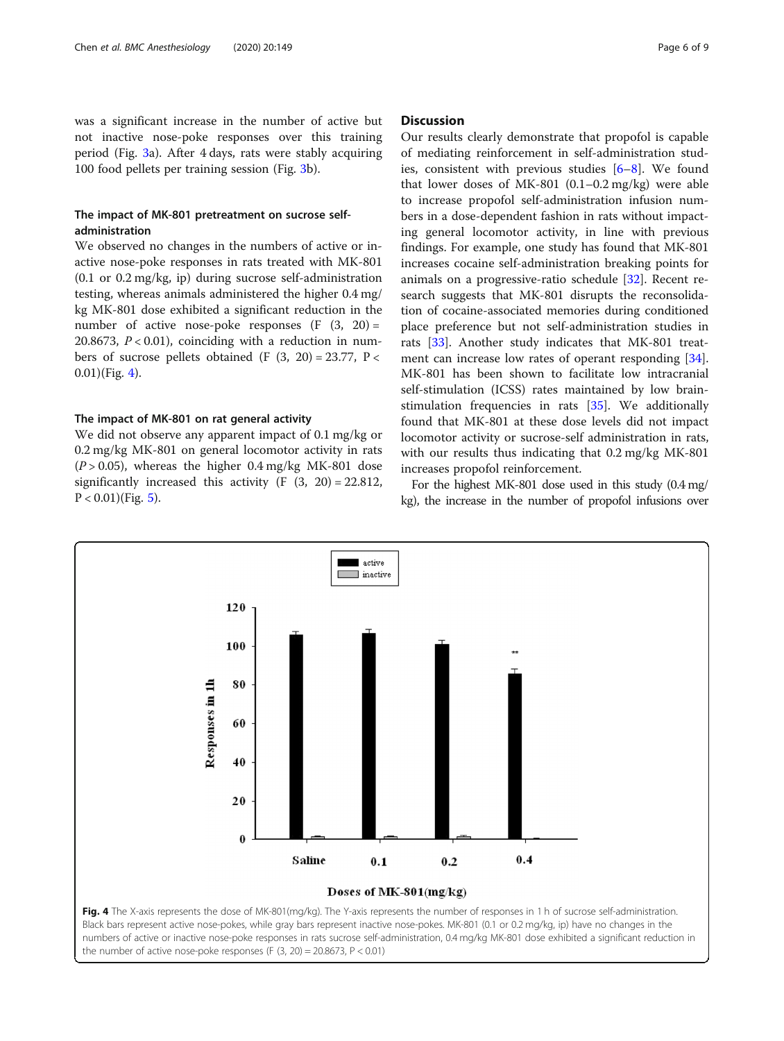was a significant increase in the number of active but not inactive nose-poke responses over this training period (Fig. 3a). After 4 days, rats were stably acquiring 100 food pellets per training session (Fig. 3b).

### The impact of MK-801 pretreatment on sucrose self-administration

We observed no changes in the numbers of active or inactive nose-poke responses in rats treated with MK-801 (0.1 or 0.2 mg/kg, ip) during sucrose self-administration testing, whereas animals administered the higher 0.4 mg/kg MK-801 dose exhibited a significant reduction in the number of active nose-poke responses ($F$ (3, 20) = 20.8673, $P < 0.01$), coinciding with a reduction in numbers of sucrose pellets obtained ($F$ (3, 20) = 23.77, $P < 0.01$)(Fig. 4).

### The impact of MK-801 on rat general activity

We did not observe any apparent impact of 0.1 mg/kg or 0.2 mg/kg MK-801 on general locomotor activity in rats ($P > 0.05$), whereas the higher 0.4 mg/kg MK-801 dose significantly increased this activity ($F$ (3, 20) = 22.812, $P < 0.01$)(Fig. 5).

## Discussion

Our results clearly demonstrate that propofol is capable of mediating reinforcement in self-administration studies, consistent with previous studies [6–8]. We found that lower doses of MK-801 (0.1–0.2 mg/kg) were able to increase propofol self-administration infusion numbers in a dose-dependent fashion in rats without impacting general locomotor activity, in line with previous findings. For example, one study has found that MK-801 increases cocaine self-administration breaking points for animals on a progressive-ratio schedule [32]. Recent research suggests that MK-801 disrupts the reconsolidation of cocaine-associated memories during conditioned place preference but not self-administration studies in rats [33]. Another study indicates that MK-801 treatment can increase low rates of operant responding [34]. MK-801 has been shown to facilitate low intracranial self-stimulation (ICSS) rates maintained by low brain-stimulation frequencies in rats [35]. We additionally found that MK-801 at these dose levels did not impact locomotor activity or sucrose-self administration in rats, with our results thus indicating that 0.2 mg/kg MK-801 increases propofol reinforcement.

For the highest MK-801 dose used in this study (0.4 mg/kg), the increase in the number of propofol infusions over

active
inactive
120
100
80
60
40
20
0
Responses in 1h
Saline
0.1
0.2
0.4
**
Doses of MK-801(mg/kg)

**Fig. 4** The X-axis represents the dose of MK-801(mg/kg). The Y-axis represents the number of responses in 1 h of sucrose self-administration. Black bars represent active nose-pokes, while gray bars represent inactive nose-pokes. MK-801 (0.1 or 0.2 mg/kg, ip) have no changes in the numbers of active or inactive nose-poke responses in rats sucrose self-administration, 0.4 mg/kg MK-801 dose exhibited a significant reduction in the number of active nose-poke responses ($F$ (3, 20) = 20.8673, $P < 0.01$)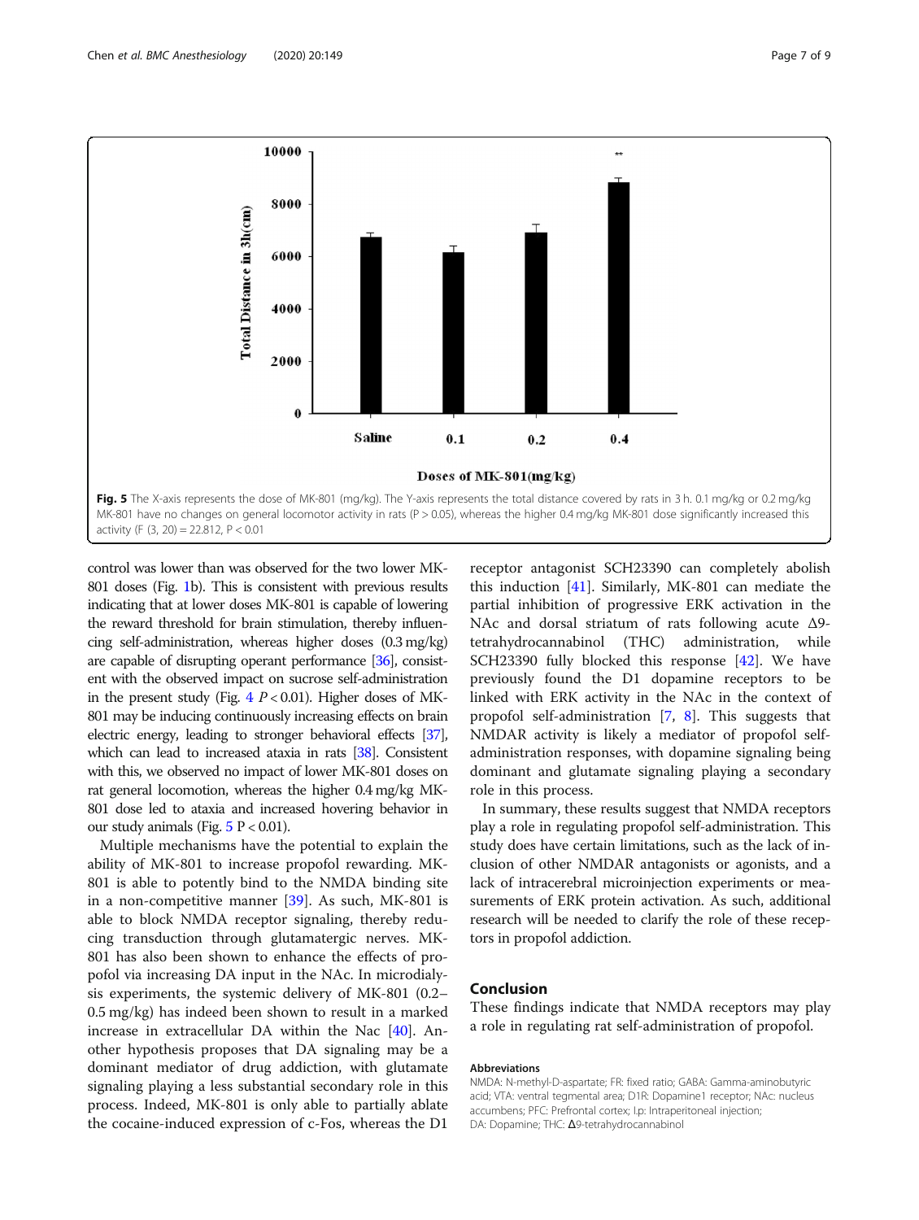10000

8000

6000

4000

2000

0

Total Distance in 3h(cm)

**

Saline

0.1

0.2

0.4

Doses of MK-801(mg/kg)

**Fig. 5** The X-axis represents the dose of MK-801 (mg/kg). The Y-axis represents the total distance covered by rats in 3 h. 0.1 mg/kg or 0.2 mg/kg MK-801 have no changes on general locomotor activity in rats ($P > 0.05$), whereas the higher 0.4 mg/kg MK-801 dose significantly increased this activity ($F$ (3, 20) = 22.812, $P < 0.01$

control was lower than was observed for the two lower MK-801 doses (Fig. 1b). This is consistent with previous results indicating that at lower doses MK-801 is capable of lowering the reward threshold for brain stimulation, thereby influencing self-administration, whereas higher doses (0.3 mg/kg) are capable of disrupting operant performance [36], consistent with the observed impact on sucrose self-administration in the present study (Fig. 4 $P < 0.01$). Higher doses of MK-801 may be inducing continuously increasing effects on brain electric energy, leading to stronger behavioral effects [37], which can lead to increased ataxia in rats [38]. Consistent with this, we observed no impact of lower MK-801 doses on rat general locomotion, whereas the higher 0.4 mg/kg MK-801 dose led to ataxia and increased hovering behavior in our study animals (Fig. 5 $P < 0.01$).

Multiple mechanisms have the potential to explain the ability of MK-801 to increase propofol rewarding. MK-801 is able to potently bind to the NMDA binding site in a non-competitive manner [39]. As such, MK-801 is able to block NMDA receptor signaling, thereby reducing signal transduction through glutamatergic nerves. MK-801 has also been shown to enhance the effects of propofol via increasing DA input in the NAc. In microdialysis experiments, the systemic delivery of MK-801 (0.2–0.5 mg/kg) has indeed been shown to result in a marked increase in extracellular DA within the Nac [40]. Another hypothesis proposes that DA signaling may be a dominant mediator of drug addiction, with glutamate signaling playing a less substantial secondary role in this process. Indeed, MK-801 is only able to partially ablate the cocaine-induced expression of c-Fos, whereas the D1 receptor antagonist SCH23390 can completely abolish this induction [41]. Similarly, MK-801 can mediate the partial inhibition of progressive ERK activation in the NAc and dorsal striatum of rats following acute Δ9-tetrahydrocannabinol (THC) administration, while SCH23390 fully blocked this response [42]. We have previously found the D1 dopamine receptors to be linked with ERK activity in the NAc in the context of propofol self-administration [7, 8]. This suggests that NMDAR activity is likely a mediator of propofol self-administration responses, with dopamine signaling being dominant and glutamate signaling playing a secondary role in this process.

In summary, these results suggest that NMDA receptors play a role in regulating propofol self-administration. This study does have certain limitations, such as the lack of inclusion of other NMDAR antagonists or agonists, and a lack of intracerebral microinjection experiments or measurements of ERK protein activation. As such, additional research will be needed to clarify the role of these receptors in propofol addiction.

## Conclusion

These findings indicate that NMDA receptors may play a role in regulating rat self-administration of propofol.

#### Abbreviations

NMDA: N-methyl-D-aspartate; FR: fixed ratio; GABA: Gamma-aminobutyric acid; VTA: ventral tegmental area; D1R: Dopamine1 receptor; NAc: nucleus accumbens; PFC: Prefrontal cortex; I.p: Intraperitoneal injection; DA: Dopamine; THC: Δ9-tetrahydrocannabinol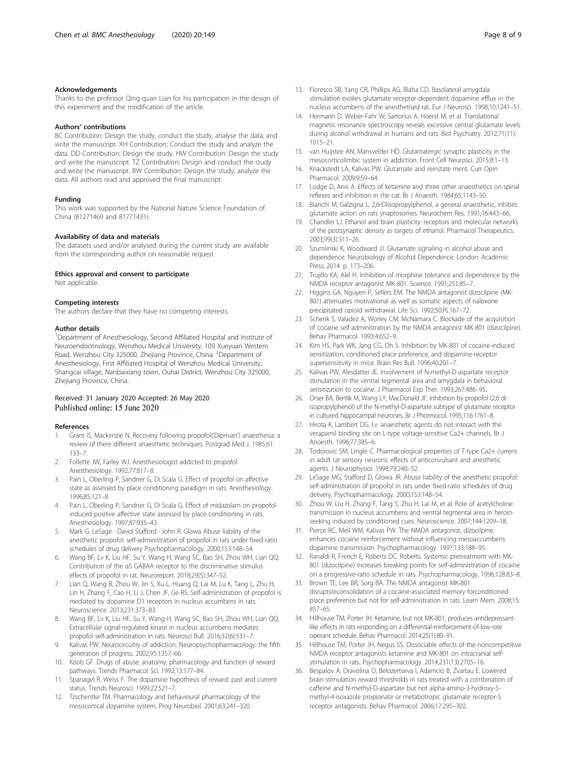### Acknowledgements

Thanks to the professor Qing-quan Lian for his participation in the design of this experiment and the modification of the article.

### Authors' contributions

BC Contribution: Design the study, conduct the study, analyse the data, and write the manuscript. XH Contribution: Conduct the study and analyze the data. DD Contribution: Design the study. HW Contribution: Design the study and write the manuscript. TZ Contribution: Design and conduct the study and write the manuscript. BW Contribution: Design the study, analyze the data. All authors read and approved the final manuscript.

### Funding

This work was supported by the National Nature Science Foundation of China (81271469 and 81771431).

### Availability of data and materials

The datasets used and/or analysed during the current study are available from the corresponding author on reasonable request.

### Ethics approval and consent to participate

Not applicable.

### Competing interests

The authors declare that they have no competing interests.

### Author details

[1]Department of Anesthesiology, Second Affiliated Hospital and Institute of Neuroendocrinology, Wenzhou Medical University, 109 Xueyuan Western Road, Wenzhou City 325000, Zhejiang Province, China. [2]Department of Anesthesiology, First Affiliated Hospital of Wenzhou Medical University, Shangcai village, Nanbaixiang town, Ouhai District, Wenzhou City 325000, Zhejiang Province, China.

Received: 31 January 2020 Accepted: 26 May 2020
Published online: 15 June 2020

### References

1. Grant IS, Mackenzie N. Recovery following propofol('Diprivan') anaesthesia: a review of there different anaesthetic techniques. Postgrad Med J. 1985;61: 133–7.
2. Follette JW, Farley WJ. Anesthesiologist addicted to propofol. Anesthesiology. 1992;77:817–8.
3. Pain L, Oberling P, Sandner G, Di Scala G. Effect of propofol on affective state as assessed by place conditioning paradigm in rats. Anesthesiology. 1996;85:121–8.
4. Pain L, Oberling P, Sandner G, Di Scala G. Effect of midazolam on propofol-induced positive affective state assessed by place conditioning in rats. Anesthesiology. 1997;87:935–43.
5. Mark G. LeSage · David Stafford · John R. Glowa Abuse liability of the anesthetic propofol: self-administration of propofol in rats under fixed-ratio schedules of drug delivery Psychopharmacology. 2000;153:148–54.
6. Wang BF, Lv K, Liu HF, Su Y, Wang H, Wang SC, Bao SH, Zhou WH, Lian QQ. Contribution of the α5 GABAA receptor to the discriminative stimulus effects of propofol in rat. Neuroreport. 2018;29(5):347–52.
7. Lian Q, Wang B, Zhou W, Jin S, Xu L, Huang Q, Lai M, Lu K, Tang L, Zhu H, Lin H, Zhang F, Cao H, Li J, Chen JF, Ge RS. Self-administration of propofol is mediated by dopamine D1 receptors in nucleus accumbens in rats. Neuroscience. 2013;231:373–83.
8. Wang BF, Lv K, Liu HF, Su Y, Wang H, Wang SC, Bao SH, Zhou WH, Lian QQ. Extracellular signal-regulated kinase in nucleus accumbens mediates propofol self-administration in rats. Neurosci Bull. 2016;32(6):531–7.
9. Kalivas PW. Neurocircuitry of addiction. Neuropsychopharmacology: the fifth generation of progress. 2002;95:1357–66.
10. Koob GF. Drugs of abuse: anatomy, pharmacology and function of reward pathways. Trends Pharmacol Sci. 1992;13:177–84.
11. Spanagel R, Weiss F. The dopamine hypothesis of reward: past and current status. Trends Neurosci. 1999;22:521–7.
12. Tzschentke TM. Pharmacology and behavioural pharmacology of the mesocortical dopamine system. Prog Neurobiol. 2001;63:241–320.
13. Floresco SB, Yang CR, Phillips AG, Blaha CD. Basolateral amygdala stimulation evokes glutamate receptor-dependent dopamine efflux in the nucleus accumbens of the anesthetised rat. Eur J Neurosci. 1998;10:1241–51.
14. Hermann D, Weber-Fahr W, Sartorius A, Hoerst M, et al. Translational magnetic resonance spectroscopy reveals excessive central glutamate levels during alcohol withdrawal in humans and rats. Biol Psychiatry. 2012;71(11): 1015–21.
15. van Huijstee AN, Mansvelder HD. Glutamatergic synaptic plasticity in the mesocorticolimbic system in addiction. Front Cell Neurosci. 2015;8:1–13.
16. Knackstedt LA, Kalivas PW. Glutamate and reinstate ment. Curr Opin Pharmacol. 2009;9:59–64.
17. Lodge D, Anis A. Effects of ketamine and three other anaesthetics on spinal reflexes and inhibition in the cat. Br J Anaesth. 1984;65:1143–50.
18. Bianchi M, Galzigna L. 2,6-Diisopropylphenol, a general anaesthetic, inhibits glutamate action on rats ynaptosomes. Neurochem Res. 1991;16:443–66.
19. Chandler LJ. Ethanol and brain plasticity: receptors and molecular networks of the postsynaptic density as targets of ethanol. Pharmacol Therapeutics. 2003;99(3):311–26.
20. Szumlinski K, Woodward JJ. Glutamate signaling in alcohol abuse and dependence. Neurobiology of Alcohol Dependence. London: Academic Press; 2014. p. 173–206.
21. Trujillo KA, Akil H. Inhibition of morphine tolerance and dependence by the NMDA receptor antagonist MK-801. Science. 1991;251:85–7.
22. Higgins GA, Nguyen P, Sellers EM. The NMDA antagonist dizocilpine (MK-801) attenuates motivational as well as somatic aspects of naloxone precipitated opioid withdrawal. Life Sci. 1992;50:PL167–72.
23. Schenk S, Valadez A, Worley CM, McNamara C. Blockade of the acquisition of cocaine self-administration by the NMDA antagonist MK 801 (dizocilpine). Behav Pharmacol. 1993;4:652–9.
24. Kim HS, Park WK, Jang CG, Oh S. Inhibition by MK-801 of cocaine-induced sensitization, conditioned place preference, and dopamine-receptor supersensitivity in mice. Brain Res Bull. 1996;40:201–7.
25. Kalivas PW, Alesdatter JE. Involvement of N-methyl-D-aspartate receptor stimulation in the ventral tegmental area and amygdala in behavioral sensitization to cocaine. J Pharmacol Exp Ther. 1993;267:486–95.
26. Orser BA, Bertlik M, Wang LY, MacDonald JF. Inhibition by propofol (2,6 di-isopropylphenol) of the N-methyl-D-aspartate subtype of glutamate receptor in cultured hippocampal neurones. Br J Phormocol. 1995;116:1761–8.
27. Hirota K, Lambert DG. I.v. anaesthetic agents do not interact with the verapamil binding site on L-type voltage-sensitive Ca2+ channels. Br J Anoesth. 1996;77:385–6.
28. Todorovic SM, Lingle C. Pharmacological properties of T-type Ca2+ current in adult rat sensory neurons: effects of anticonvulsant and anesthetic agents. J Neurophysiol. 1998;79:240–52.
29. LeSage MG, Stafford D, Glowa JR. Abuse liability of the anesthetic propofol: self-administration of propofol in rats under fixed-ratio schedules of drug delivery. Psychopharmacology. 2000;153:148–54.
30. Zhou W, Liu H, Zhang F, Tang S, Zhu H, Lai M, et al. Role of acetylcholine transmission in nucleus accumbens and ventral tegmental area in heroin-seeking induced by conditioned cues. Neuroscience. 2007;144:1209–18.
31. Pierce RC, Meil WM, Kalivas PW. The NMDA antagonist, dizocilpine, enhances cocaine reinforcement without influencing mesoaccumbens dopamine transmission. Psychopharmacology. 1997;133:188–95.
32. Ranaldi R, French E, Roberts DC. Roberts. Systemic pretreatment with MK-801 (dizocilpine) increases breaking points for self-administration of cocaine on a progressive-ratio schedule in rats. Psychopharmacology. 1996;128:83–8.
33. Brown TE, Lee BR, Sorg BA. The NMDA antagonist MK-801 disruptsreconsolidation of a cocaine-associated memory forconditioned place preference but not for self-administration in rats. Learn Mem. 2008;15: 857–65.
34. Hillhouse TM, Porter JH. Ketamine, but not MK-801, produces antidepressant-like effects in rats responding on a differential-reinforcement-of-low-rate operant schedule. Behav Pharmacol. 2014;25(1):80–91.
35. Hillhouse TM, Porter JH, Negus SS. Dissociable effects of the noncompetitive NMDA receptor antagonists ketamine and MK-801 on intracranial self-stimulation in rats. Psychopharmacology. 2014;231(13):2705–16.
36. Bespalov A, Dravolina O, Belozertseva I, Adamcio B, Zvartau E. Lowered brain stimulation reward thresholds in rats treated with a combination of caffeine and N-methyl-D-aspartate but not alpha-amino-3-hydroxy-5-methyl-4-isoxazole propionate or metabotropic glutamate receptor-5 receptor antagonists. Behav Pharmacol. 2006;17:295–302.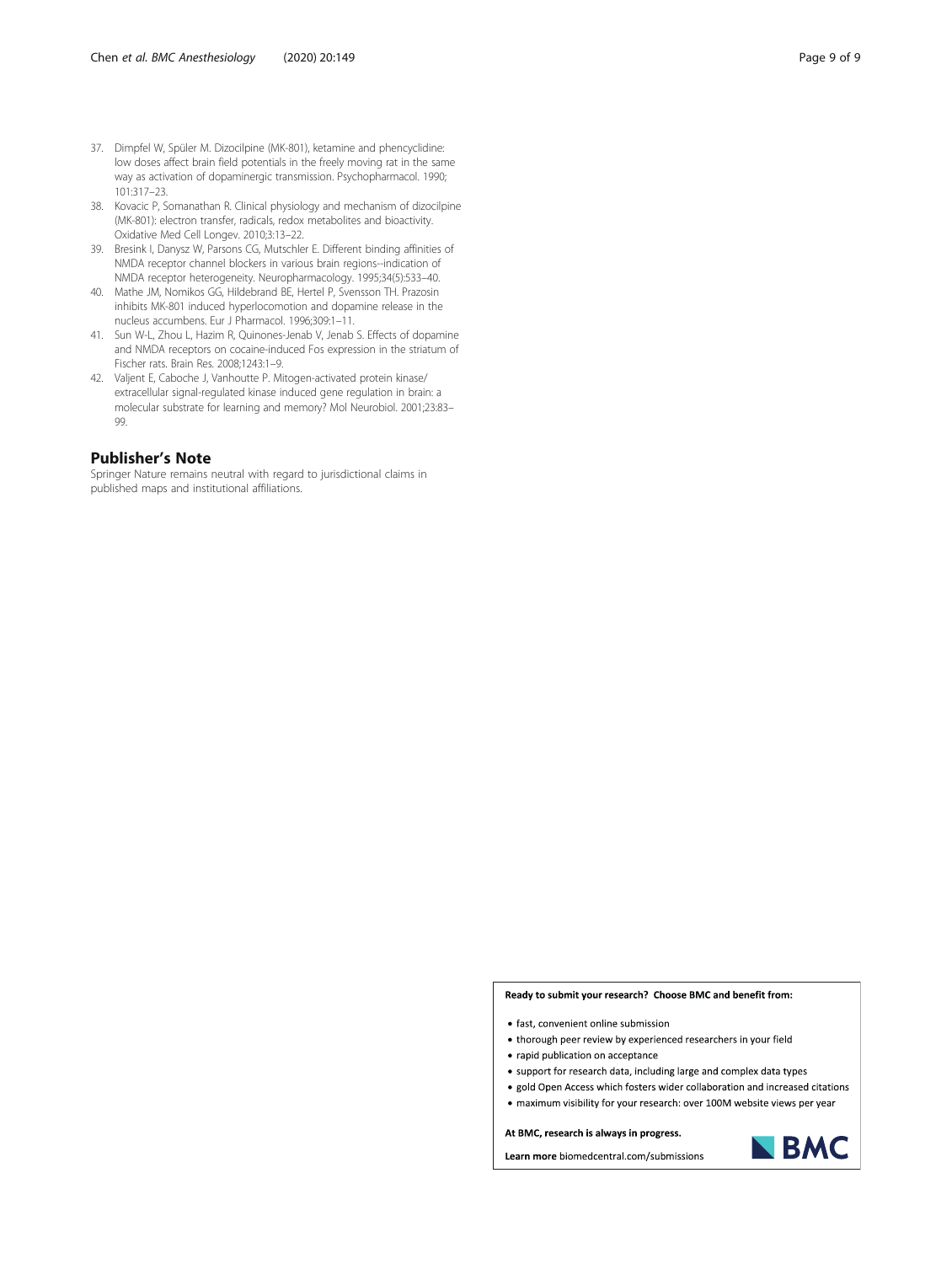37. Dimpfel W, Spüler M. Dizocilpine (MK-801), ketamine and phencyclidine: low doses affect brain field potentials in the freely moving rat in the same way as activation of dopaminergic transmission. Psychopharmacol. 1990; 101:317–23.
38. Kovacic P, Somanathan R. Clinical physiology and mechanism of dizocilpine (MK-801): electron transfer, radicals, redox metabolites and bioactivity. Oxidative Med Cell Longev. 2010;3:13–22.
39. Bresink I, Danysz W, Parsons CG, Mutschler E. Different binding affinities of NMDA receptor channel blockers in various brain regions--indication of NMDA receptor heterogeneity. Neuropharmacology. 1995;34(5):533–40.
40. Mathe JM, Nomikos GG, Hildebrand BE, Hertel P, Svensson TH. Prazosin inhibits MK-801 induced hyperlocomotion and dopamine release in the nucleus accumbens. Eur J Pharmacol. 1996;309:1–11.
41. Sun W-L, Zhou L, Hazim R, Quinones-Jenab V, Jenab S. Effects of dopamine and NMDA receptors on cocaine-induced Fos expression in the striatum of Fischer rats. Brain Res. 2008;1243:1–9.
42. Valjent E, Caboche J, Vanhoutte P. Mitogen-activated protein kinase/extracellular signal-regulated kinase induced gene regulation in brain: a molecular substrate for learning and memory? Mol Neurobiol. 2001;23:83–99.

## Publisher's Note

Springer Nature remains neutral with regard to jurisdictional claims in published maps and institutional affiliations.

**Ready to submit your research? Choose BMC and benefit from:**

- fast, convenient online submission
- thorough peer review by experienced researchers in your field
- rapid publication on acceptance
- support for research data, including large and complex data types
- gold Open Access which fosters wider collaboration and increased citations
- maximum visibility for your research: over 100M website views per year

**At BMC, research is always in progress.**

**Learn more** biomedcentral.com/submissions

BMC